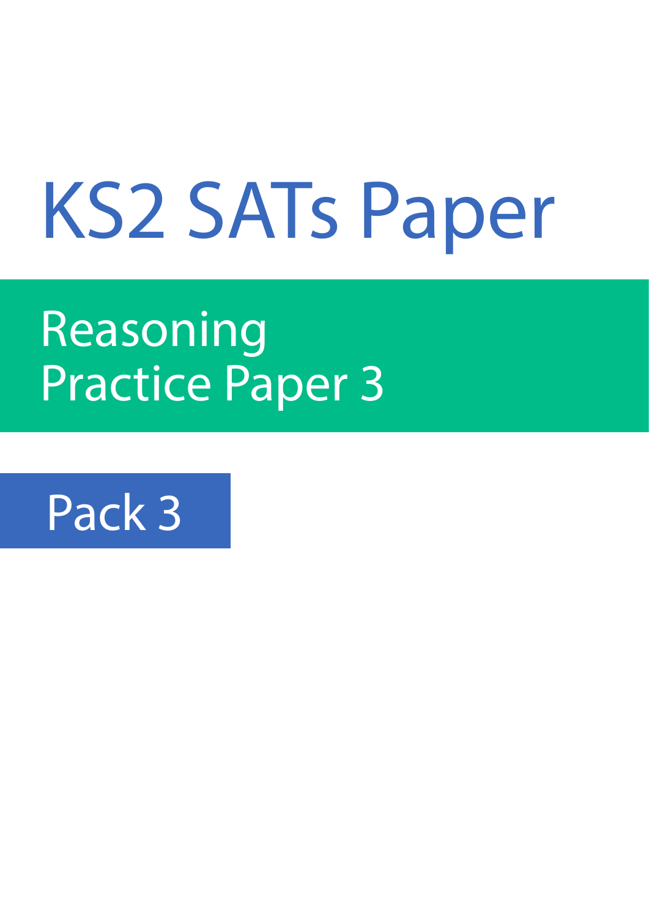# KS2 SATs Paper

## Reasoning
## Practice Paper 3

### Pack 3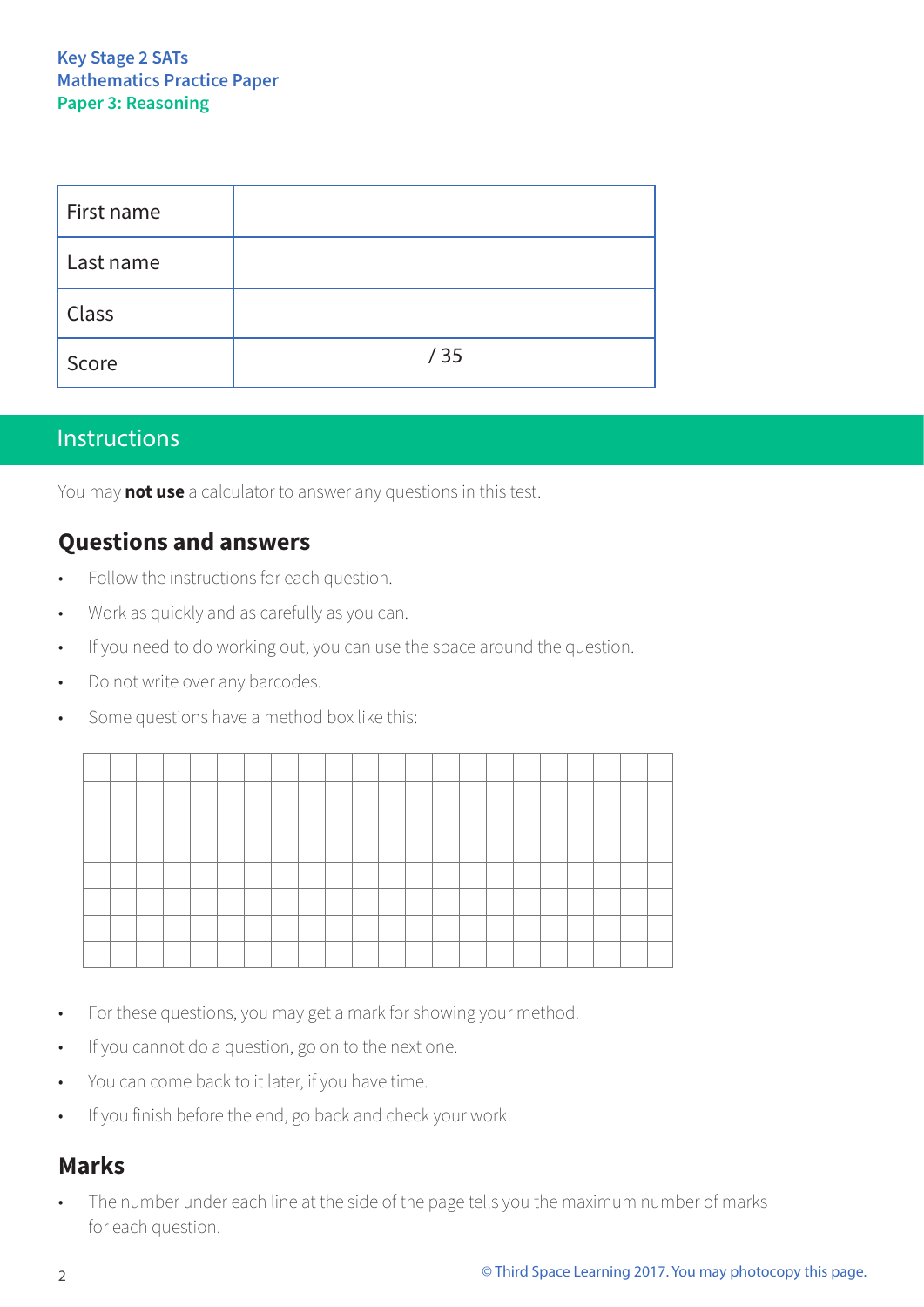Key Stage 2 SATs
Mathematics Practice Paper
Paper 3: Reasoning

| First name | |
|---|---|
| Last name | |
| Class | |
| Score | / 35 |

## Instructions

You may **not use** a calculator to answer any questions in this test.

### Questions and answers

- Follow the instructions for each question.
- Work as quickly and as carefully as you can.
- If you need to do working out, you can use the space around the question.
- Do not write over any barcodes.
- Some questions have a method box like this:

- For these questions, you may get a mark for showing your method.
- If you cannot do a question, go on to the next one.
- You can come back to it later, if you have time.
- If you finish before the end, go back and check your work.

### Marks

- The number under each line at the side of the page tells you the maximum number of marks for each question.

© Third Space Learning 2017. You may photocopy this page.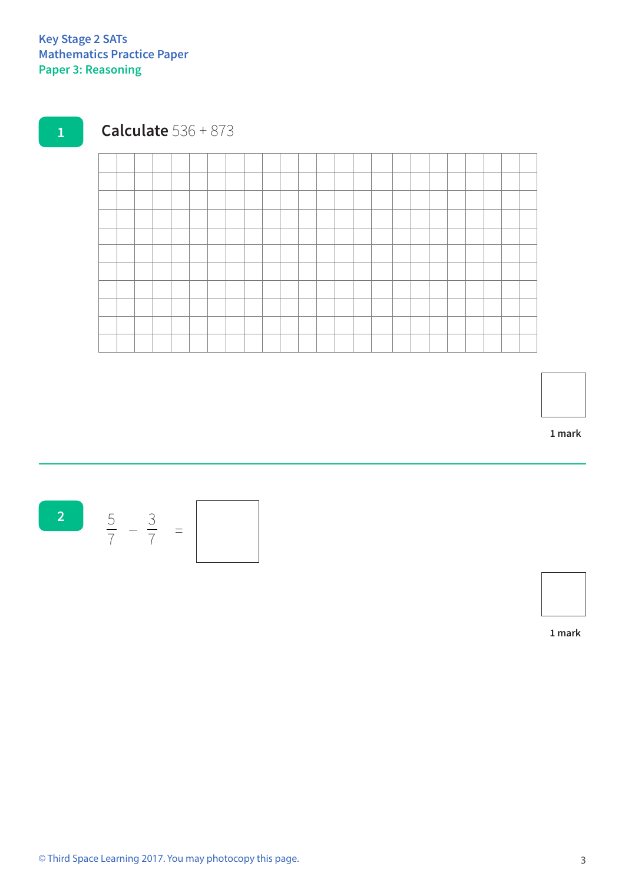**1** **Calculate** 536 + 873

1 mark

---

**2** $\frac{5}{7} - \frac{3}{7} =$ ☐

1 mark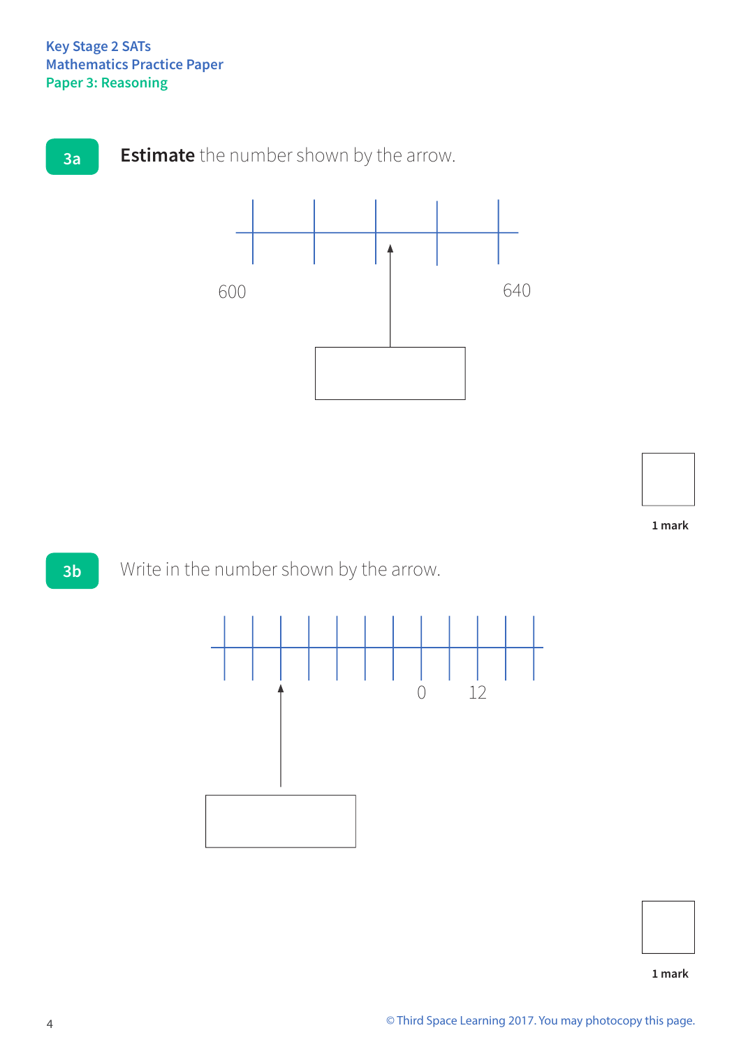Key Stage 2 SATs
Mathematics Practice Paper
Paper 3: Reasoning

**3a** **Estimate** the number shown by the arrow.

600 640

1 mark

**3b** Write in the number shown by the arrow.

0 12

1 mark

© Third Space Learning 2017. You may photocopy this page.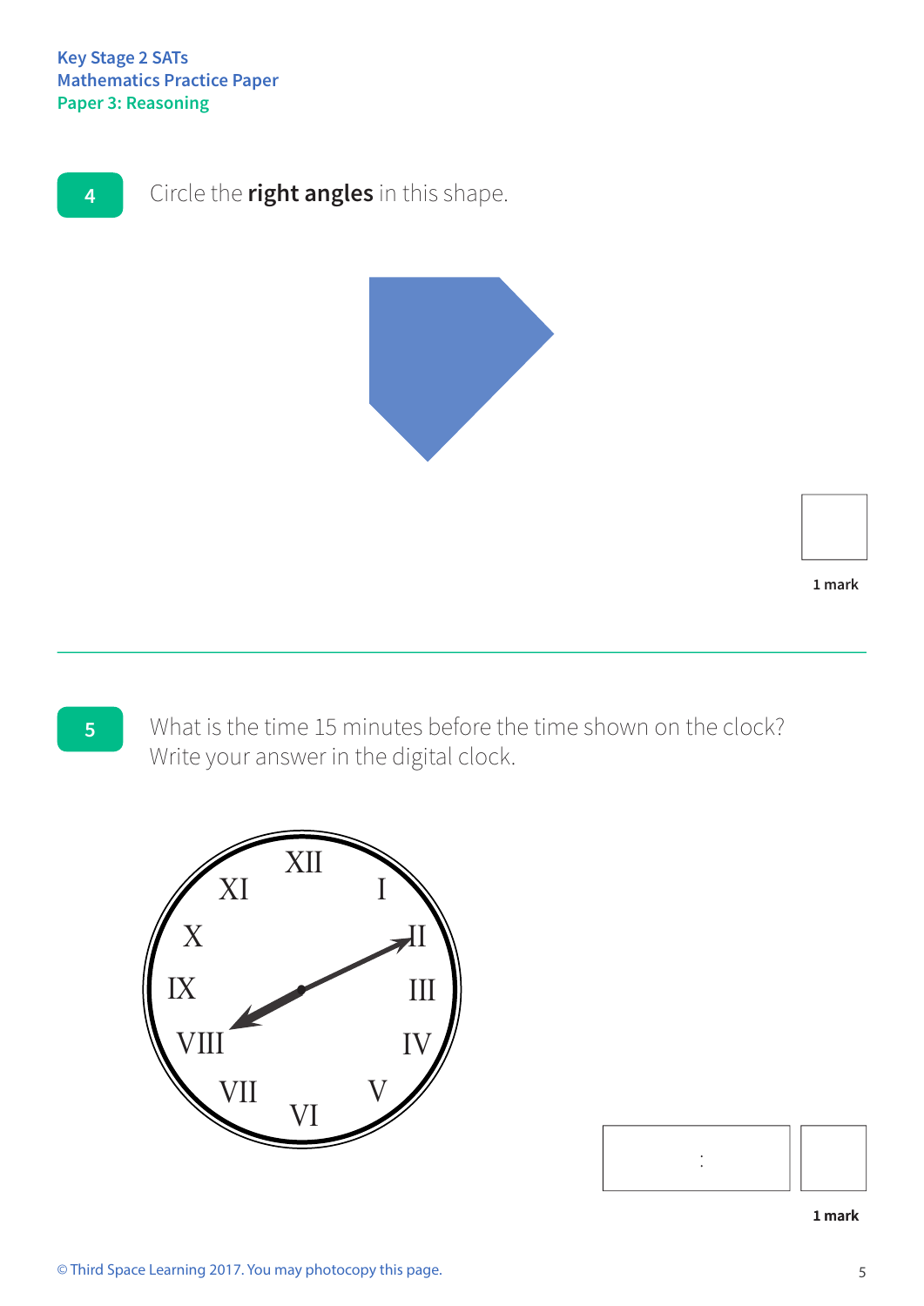**4** Circle the **right angles** in this shape.

1 mark

---

**5** What is the time 15 minutes before the time shown on the clock?
Write your answer in the digital clock.

XII I II III IV V VI VII VIII IX X XI

:

1 mark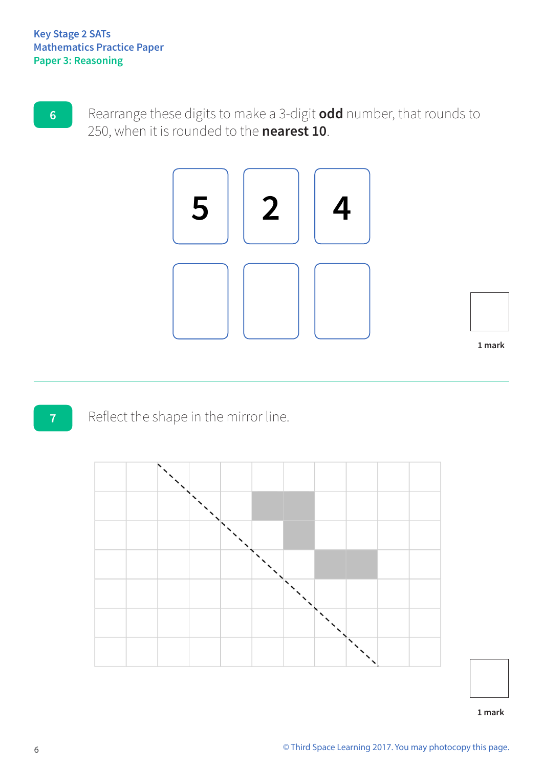**6**

Rearrange these digits to make a 3-digit **odd** number, that rounds to 250, when it is rounded to the **nearest 10**.

| 5 | 2 | 4 |
|---|---|---|

| | | |
|---|---|---|

1 mark

---

**7**

Reflect the shape in the mirror line.

1 mark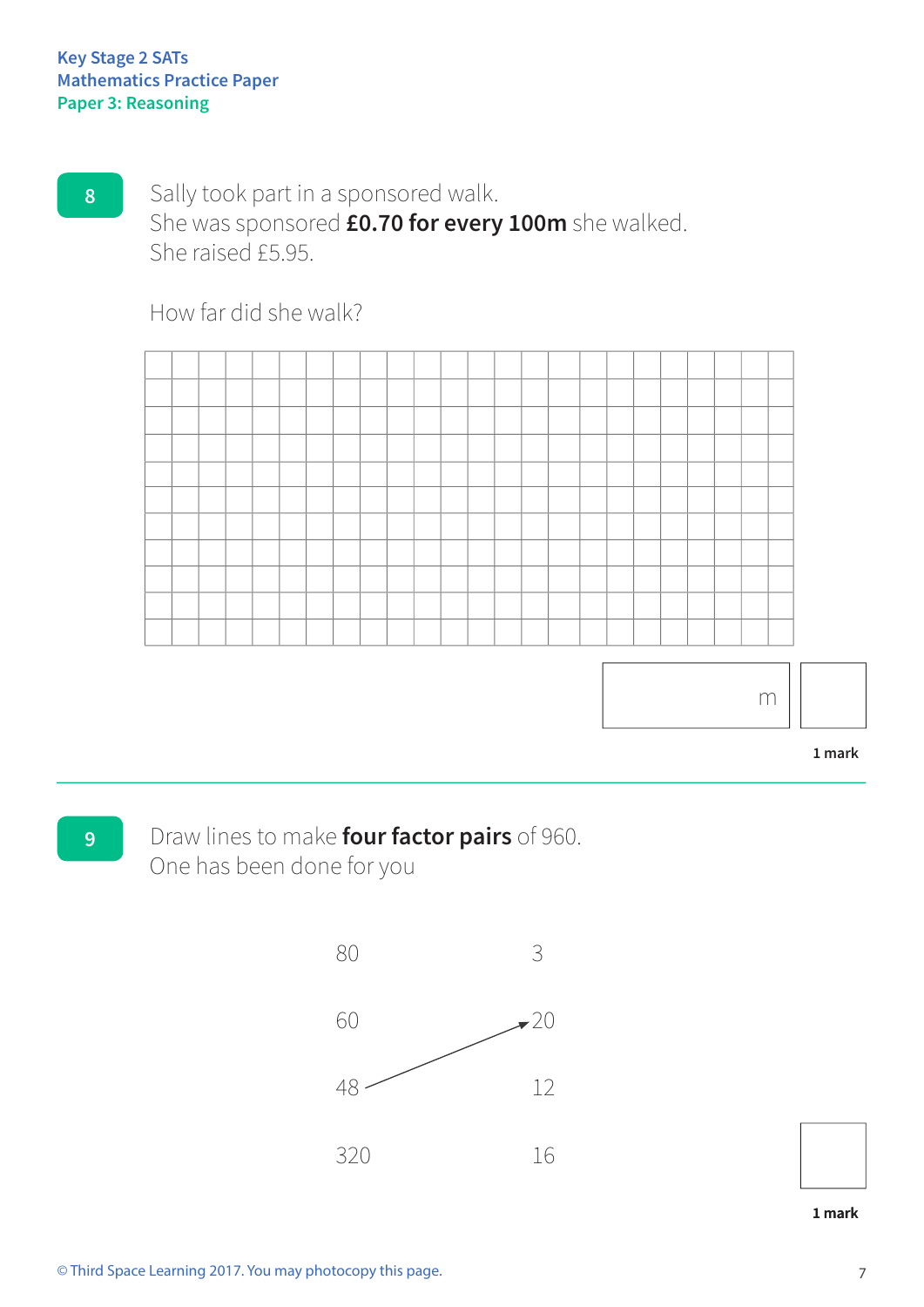**8**

Sally took part in a sponsored walk.
She was sponsored **£0.70 for every 100m** she walked.
She raised £5.95.

How far did she walk?

m

1 mark

---

**9**

Draw lines to make **four factor pairs** of 960.
One has been done for you

| | |
|---|---|
| 80 | 3 |
| 60 | 20 |
| 48 | 12 |
| 320 | 16 |

(48 is joined to 20)

1 mark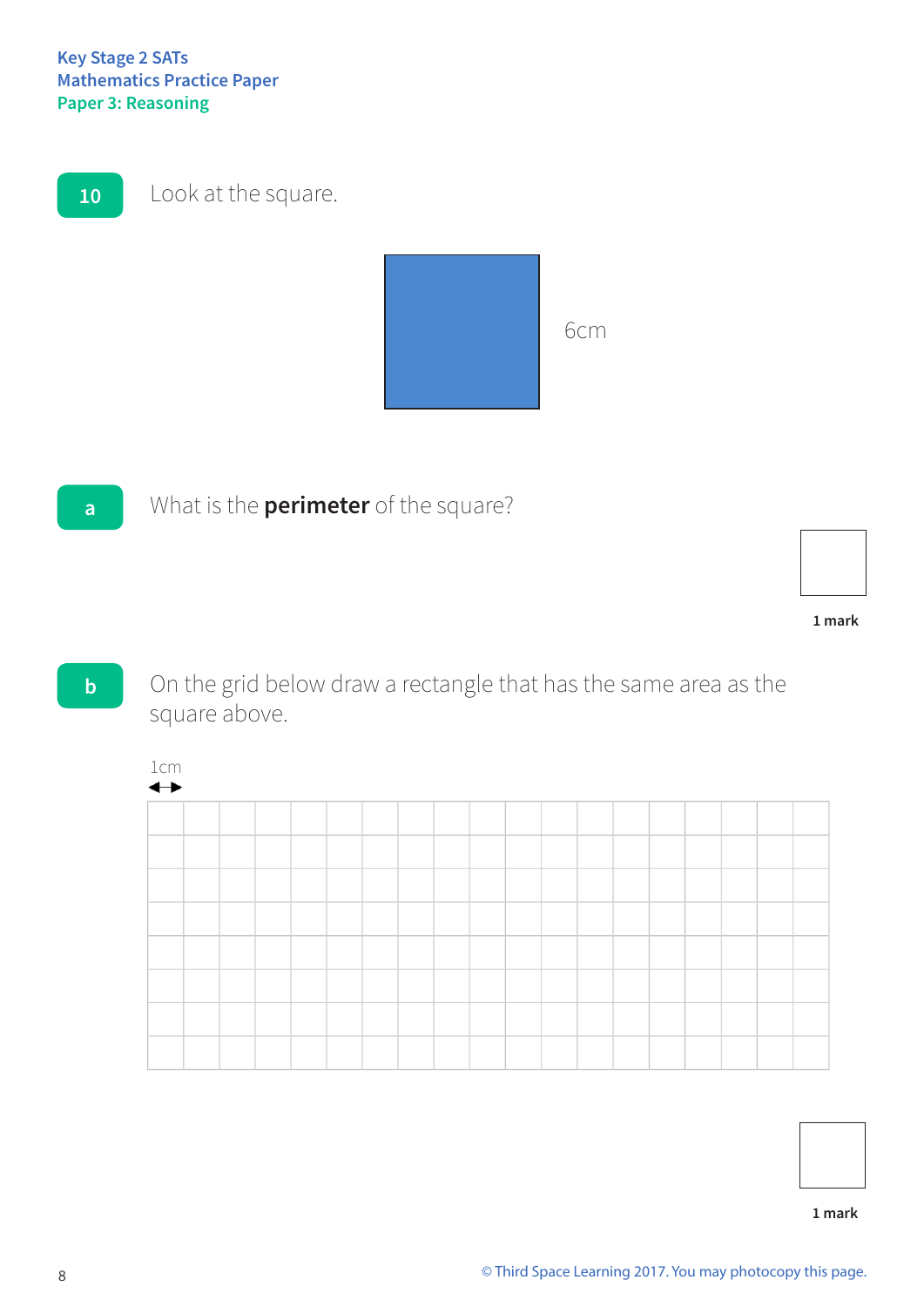Key Stage 2 SATs
Mathematics Practice Paper
Paper 3: Reasoning

**10** Look at the square.

6cm

**a** What is the **perimeter** of the square?

1 mark

**b** On the grid below draw a rectangle that has the same area as the square above.

1cm

1 mark

© Third Space Learning 2017. You may photocopy this page.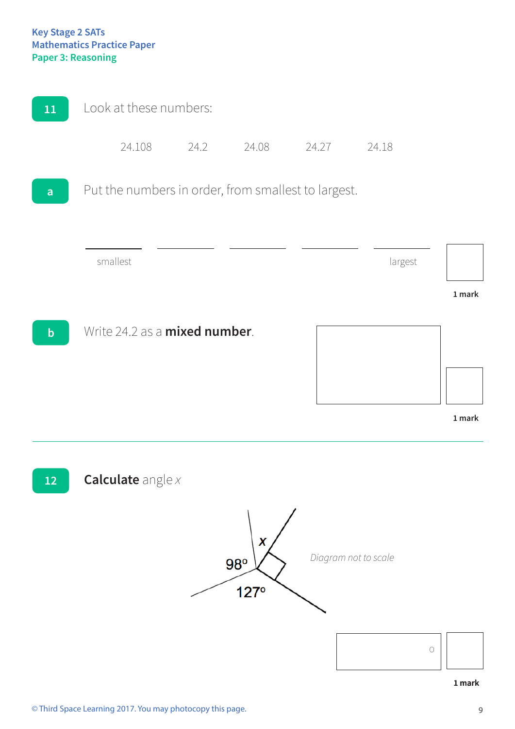**11** Look at these numbers:

24.108 24.2 24.08 24.27 24.18

**a** Put the numbers in order, from smallest to largest.

\_\_\_\_\_\_\_\_ \_\_\_\_\_\_\_\_ \_\_\_\_\_\_\_\_ \_\_\_\_\_\_\_\_ \_\_\_\_\_\_\_\_

smallest largest

**1 mark**

**b** Write 24.2 as a **mixed number**.

**1 mark**

---

**12** **Calculate** angle *x*

98° 127° *x*

*Diagram not to scale*

°

**1 mark**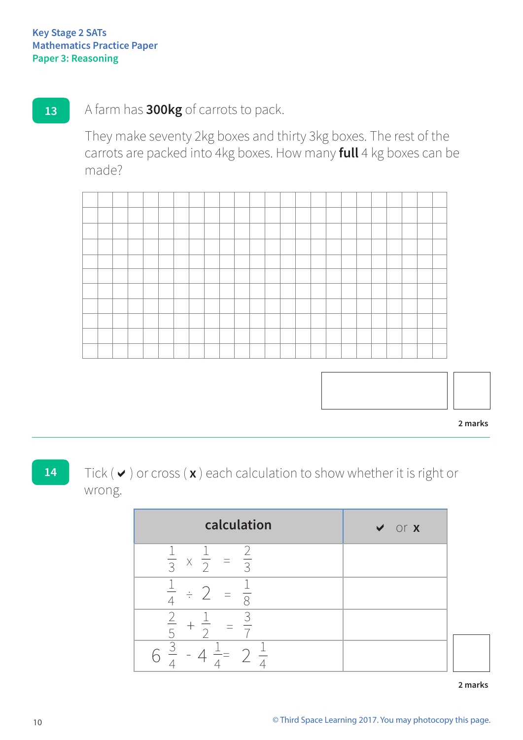Key Stage 2 SATs
Mathematics Practice Paper
Paper 3: Reasoning

**13**

A farm has **300kg** of carrots to pack.

They make seventy 2kg boxes and thirty 3kg boxes. The rest of the carrots are packed into 4kg boxes. How many **full** 4 kg boxes can be made?

2 marks

**14**

Tick ( ✔ ) or cross ( **x** ) each calculation to show whether it is right or wrong.

| calculation | ✔ or **x** |
|---|---|
| $\frac{1}{3} \times \frac{1}{2} = \frac{2}{3}$ | |
| $\frac{1}{4} \div 2 = \frac{1}{8}$ | |
| $\frac{2}{5} + \frac{1}{2} = \frac{3}{7}$ | |
| $6\frac{3}{4} - 4\frac{1}{4} = 2\frac{1}{4}$ | |

2 marks

© Third Space Learning 2017. You may photocopy this page.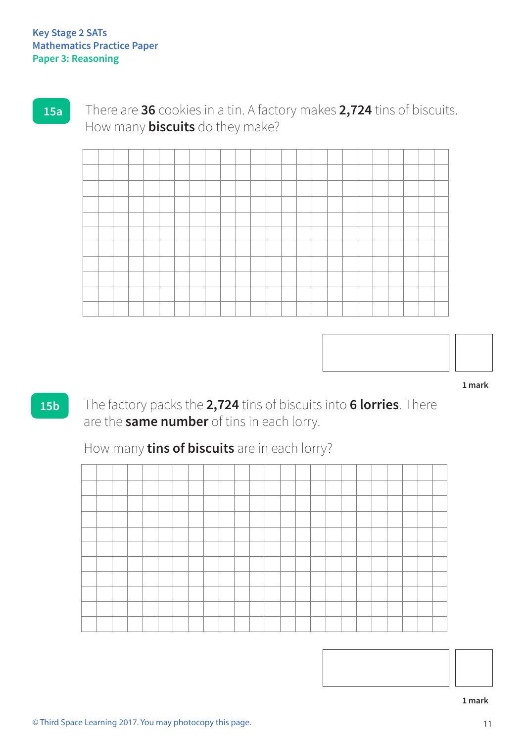**15a** There are **36** cookies in a tin. A factory makes **2,724** tins of biscuits. How many **biscuits** do they make?

1 mark

**15b** The factory packs the **2,724** tins of biscuits into **6 lorries**. There are the **same number** of tins in each lorry.

How many **tins of biscuits** are in each lorry?

1 mark

© Third Space Learning 2017. You may photocopy this page.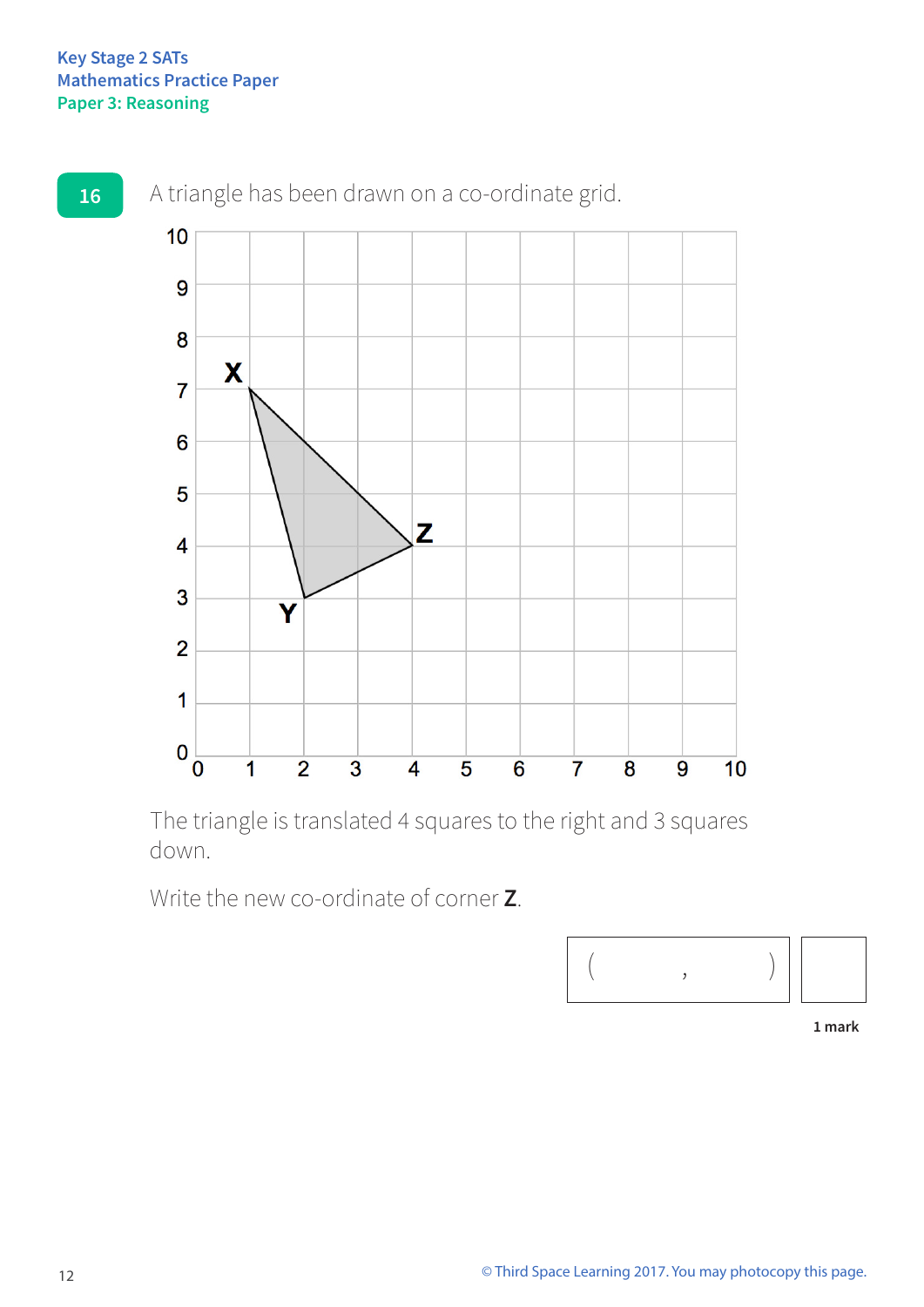Key Stage 2 SATs
Mathematics Practice Paper
Paper 3: Reasoning

**16** A triangle has been drawn on a co-ordinate grid.

The triangle is translated 4 squares to the right and 3 squares down.

Write the new co-ordinate of corner **Z**.

( , )

1 mark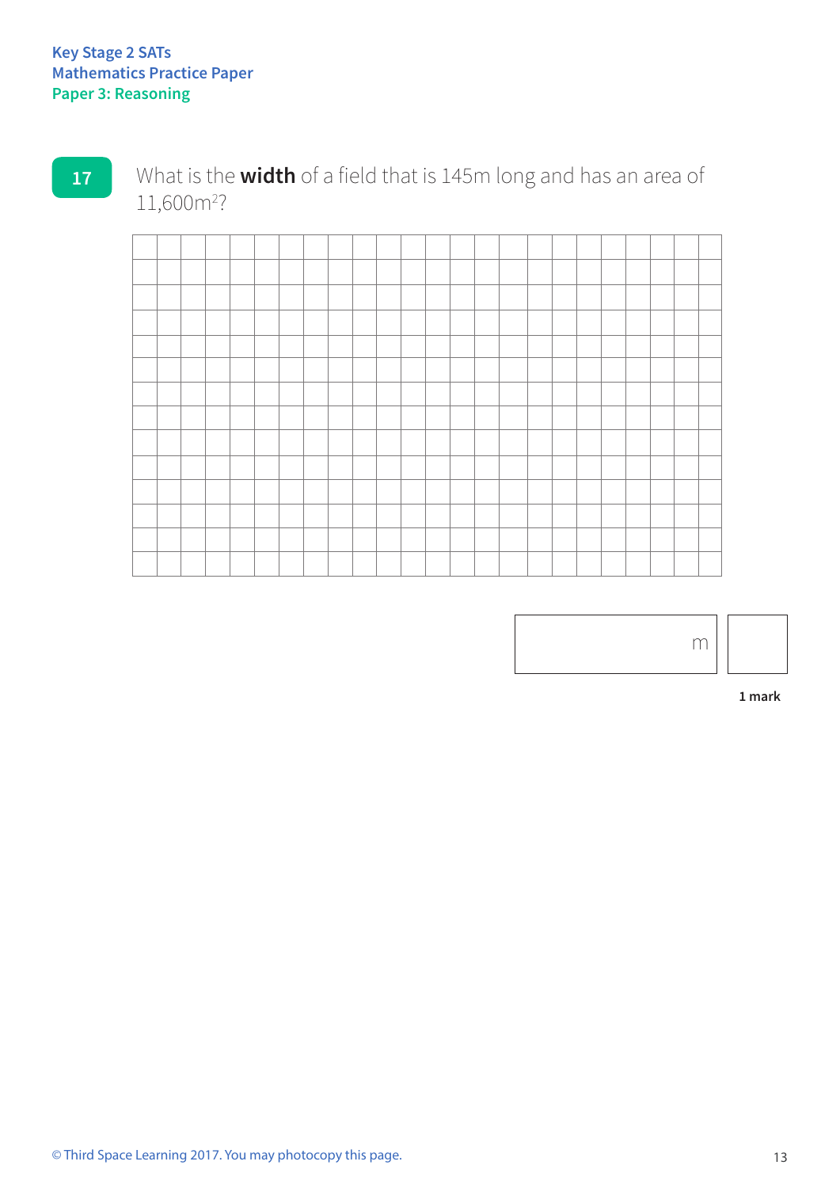**17** What is the **width** of a field that is 145m long and has an area of 11,600m²?

m

1 mark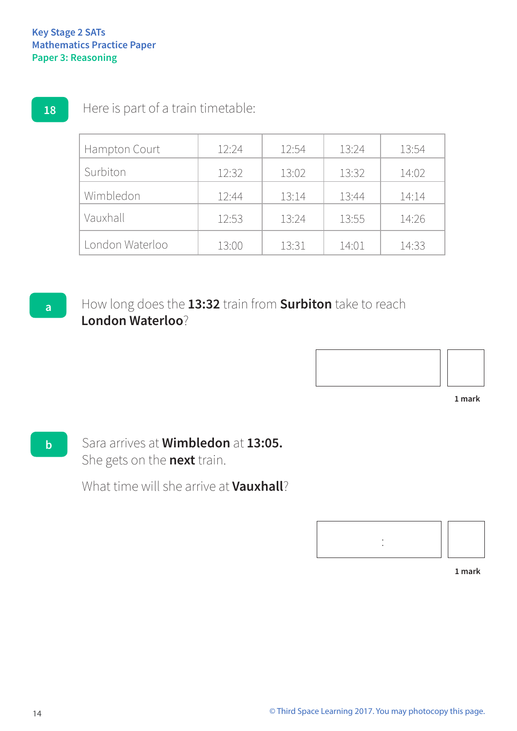**Key Stage 2 SATs**
**Mathematics Practice Paper**
**Paper 3: Reasoning**

**18** Here is part of a train timetable:

| | | | | |
|---|---|---|---|---|
| Hampton Court | 12:24 | 12:54 | 13:24 | 13:54 |
| Surbiton | 12:32 | 13:02 | 13:32 | 14:02 |
| Wimbledon | 12:44 | 13:14 | 13:44 | 14:14 |
| Vauxhall | 12:53 | 13:24 | 13:55 | 14:26 |
| London Waterloo | 13:00 | 13:31 | 14:01 | 14:33 |

**a** How long does the **13:32** train from **Surbiton** take to reach **London Waterloo**?

1 mark

**b** Sara arrives at **Wimbledon** at **13:05.**
She gets on the **next** train.

What time will she arrive at **Vauxhall**?

:

1 mark

© Third Space Learning 2017. You may photocopy this page.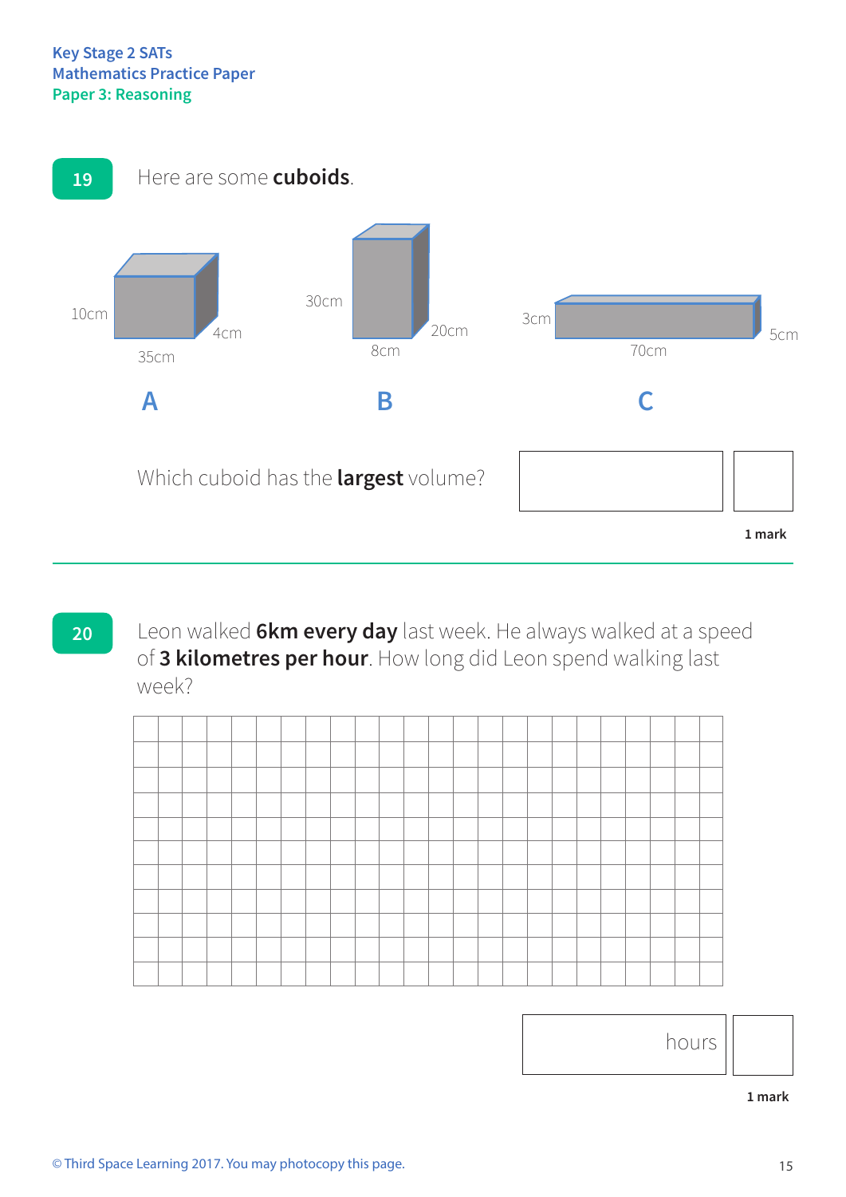Key Stage 2 SATs
Mathematics Practice Paper
Paper 3: Reasoning

**19** Here are some **cuboids**.

10cm 4cm 35cm
**A**

30cm 20cm 8cm
**B**

3cm 70cm 5cm
**C**

Which cuboid has the **largest** volume?

1 mark

---

**20** Leon walked **6km every day** last week. He always walked at a speed of **3 kilometres per hour**. How long did Leon spend walking last week?

hours

1 mark

© Third Space Learning 2017. You may photocopy this page.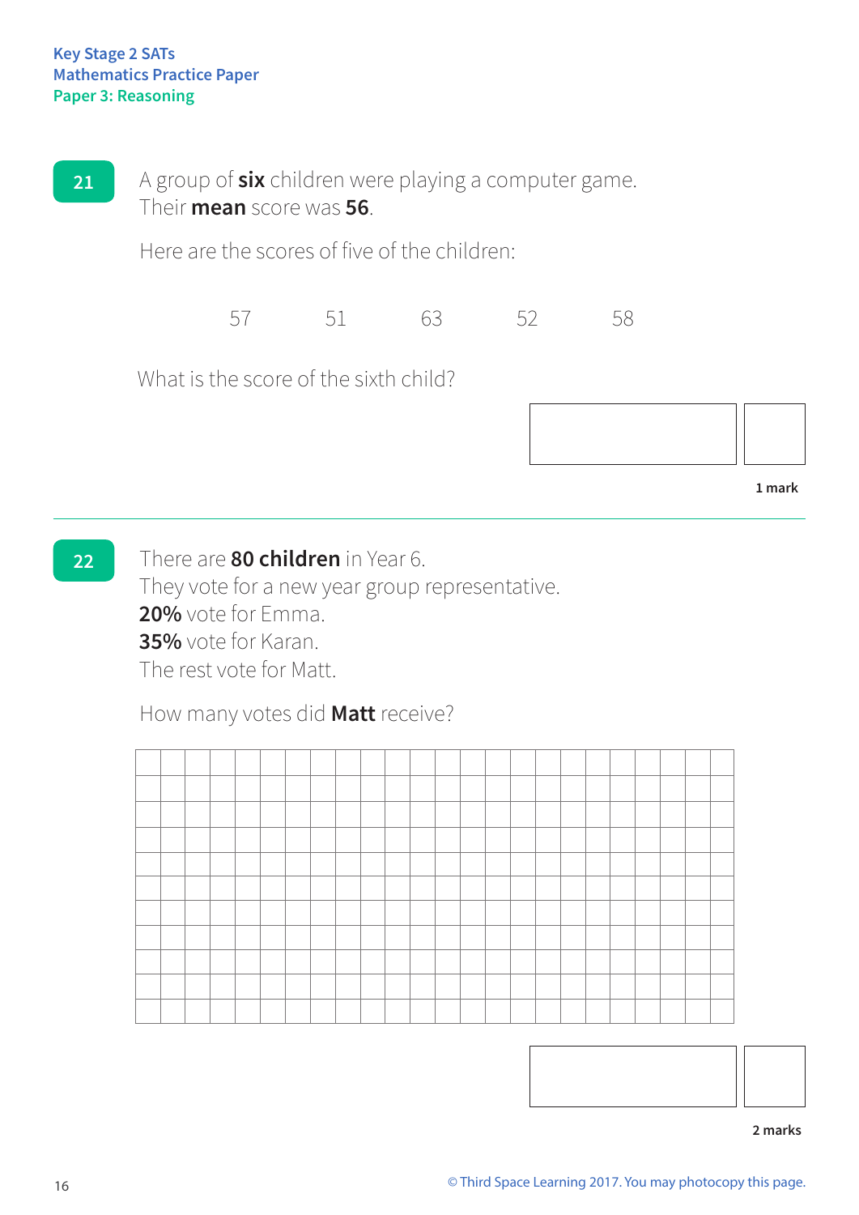**21**

A group of **six** children were playing a computer game.
Their **mean** score was **56**.

Here are the scores of five of the children:

57 51 63 52 58

What is the score of the sixth child?

1 mark

---

**22**

There are **80 children** in Year 6.
They vote for a new year group representative.
**20%** vote for Emma.
**35%** vote for Karan.
The rest vote for Matt.

How many votes did **Matt** receive?

2 marks

© Third Space Learning 2017. You may photocopy this page.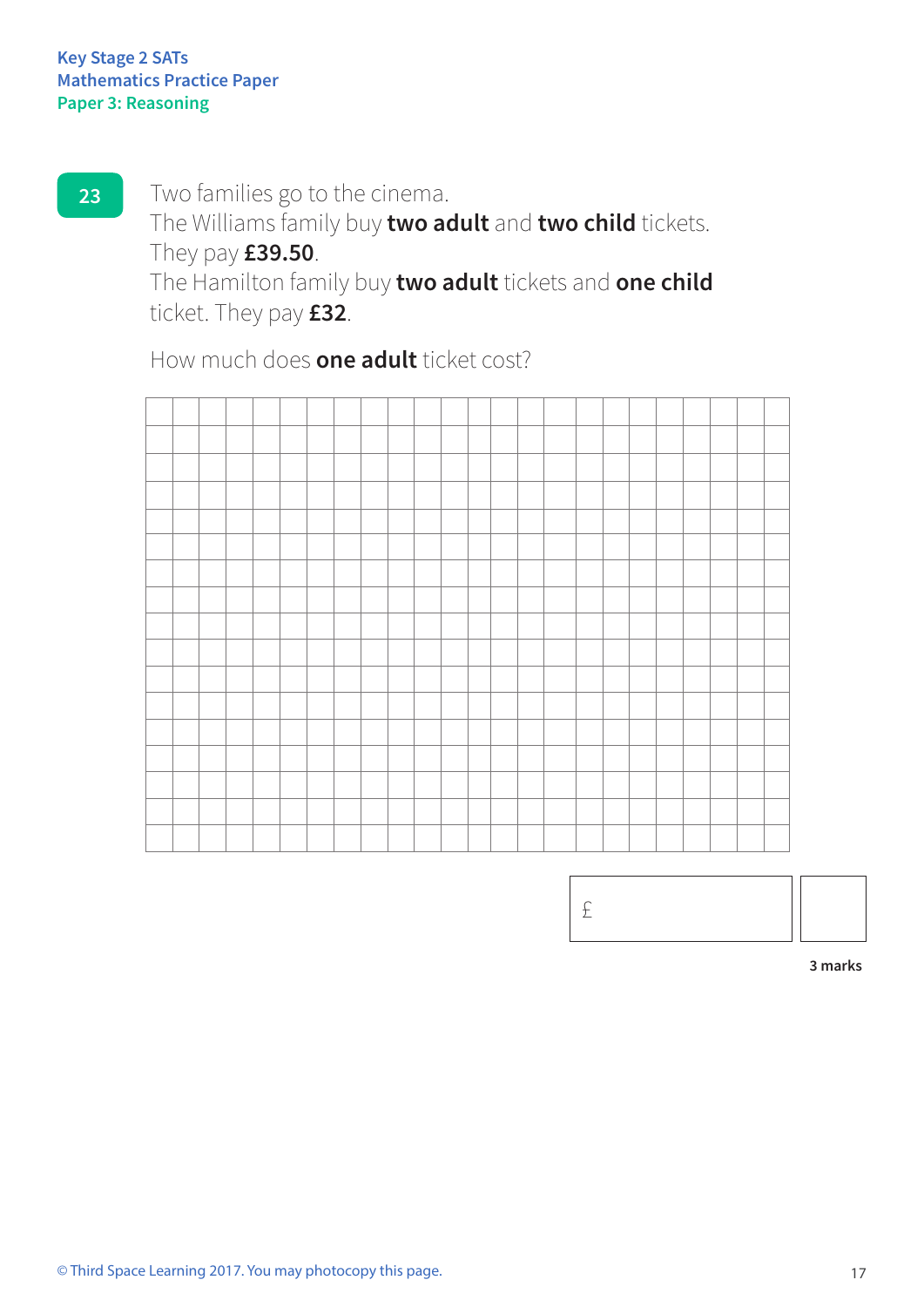**23**

Two families go to the cinema.
The Williams family buy **two adult** and **two child** tickets.
They pay **£39.50**.
The Hamilton family buy **two adult** tickets and **one child** ticket. They pay **£32**.

How much does **one adult** ticket cost?

£

3 marks

© Third Space Learning 2017. You may photocopy this page.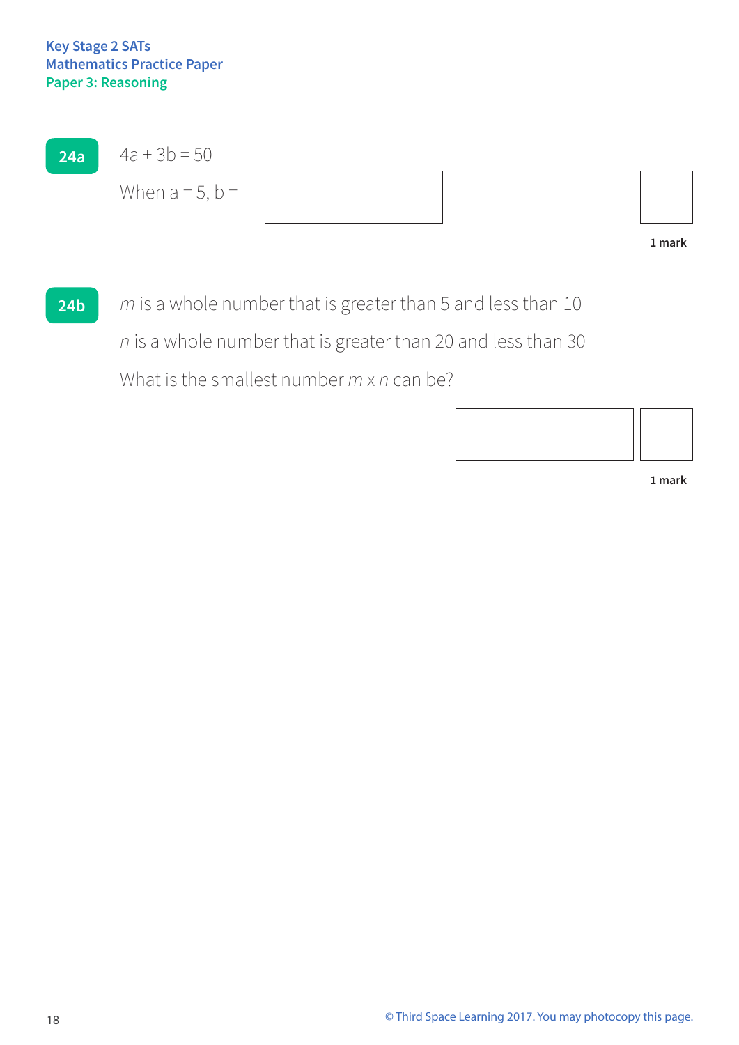**24a** $4a + 3b = 50$

When $a = 5$, $b =$

1 mark

**24b** $m$ is a whole number that is greater than 5 and less than 10

$n$ is a whole number that is greater than 20 and less than 30

What is the smallest number $m \times n$ can be?

1 mark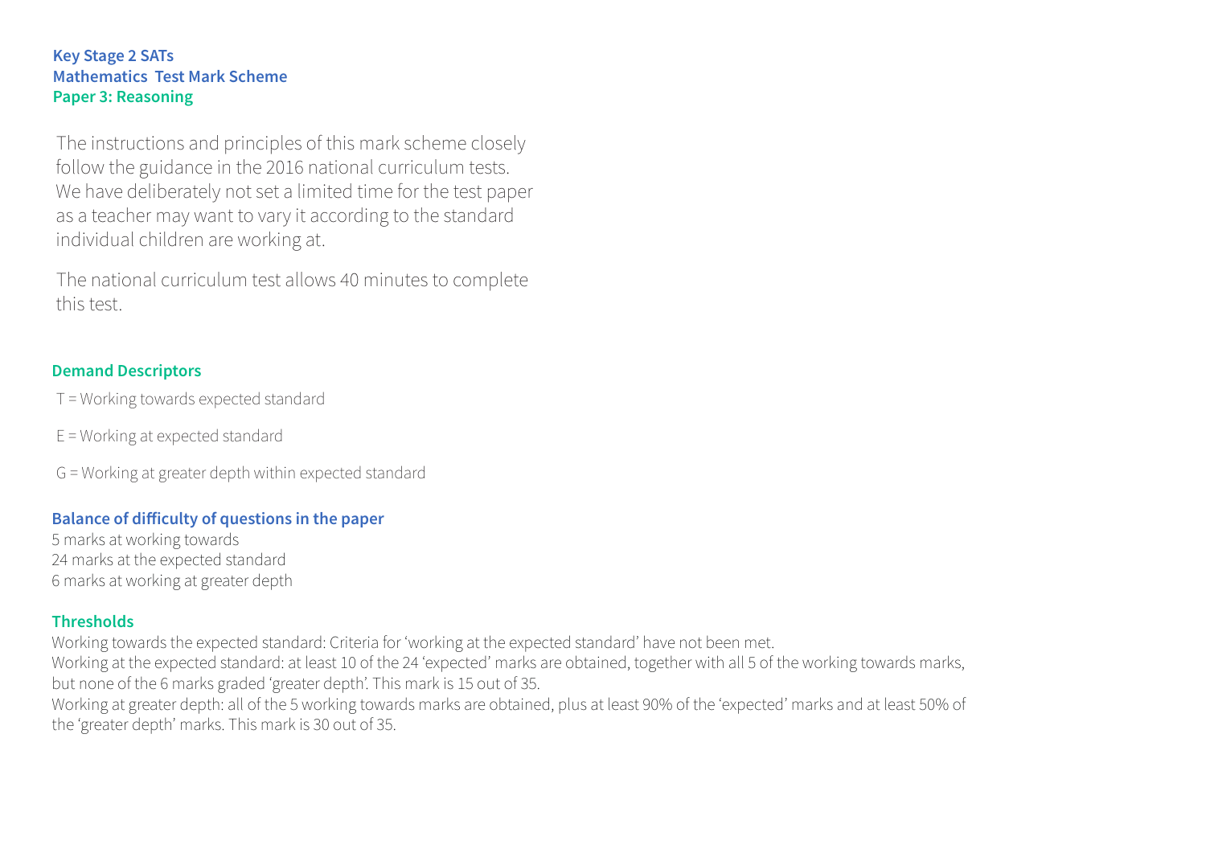**Key Stage 2 SATs**
**Mathematics Test Mark Scheme**
**Paper 3: Reasoning**

The instructions and principles of this mark scheme closely follow the guidance in the 2016 national curriculum tests. We have deliberately not set a limited time for the test paper as a teacher may want to vary it according to the standard individual children are working at.

The national curriculum test allows 40 minutes to complete this test.

### Demand Descriptors

T = Working towards expected standard

E = Working at expected standard

G = Working at greater depth within expected standard

### Balance of difficulty of questions in the paper

5 marks at working towards
24 marks at the expected standard
6 marks at working at greater depth

### Thresholds

Working towards the expected standard: Criteria for 'working at the expected standard' have not been met.
Working at the expected standard: at least 10 of the 24 'expected' marks are obtained, together with all 5 of the working towards marks, but none of the 6 marks graded 'greater depth'. This mark is 15 out of 35.
Working at greater depth: all of the 5 working towards marks are obtained, plus at least 90% of the 'expected' marks and at least 50% of the 'greater depth' marks. This mark is 30 out of 35.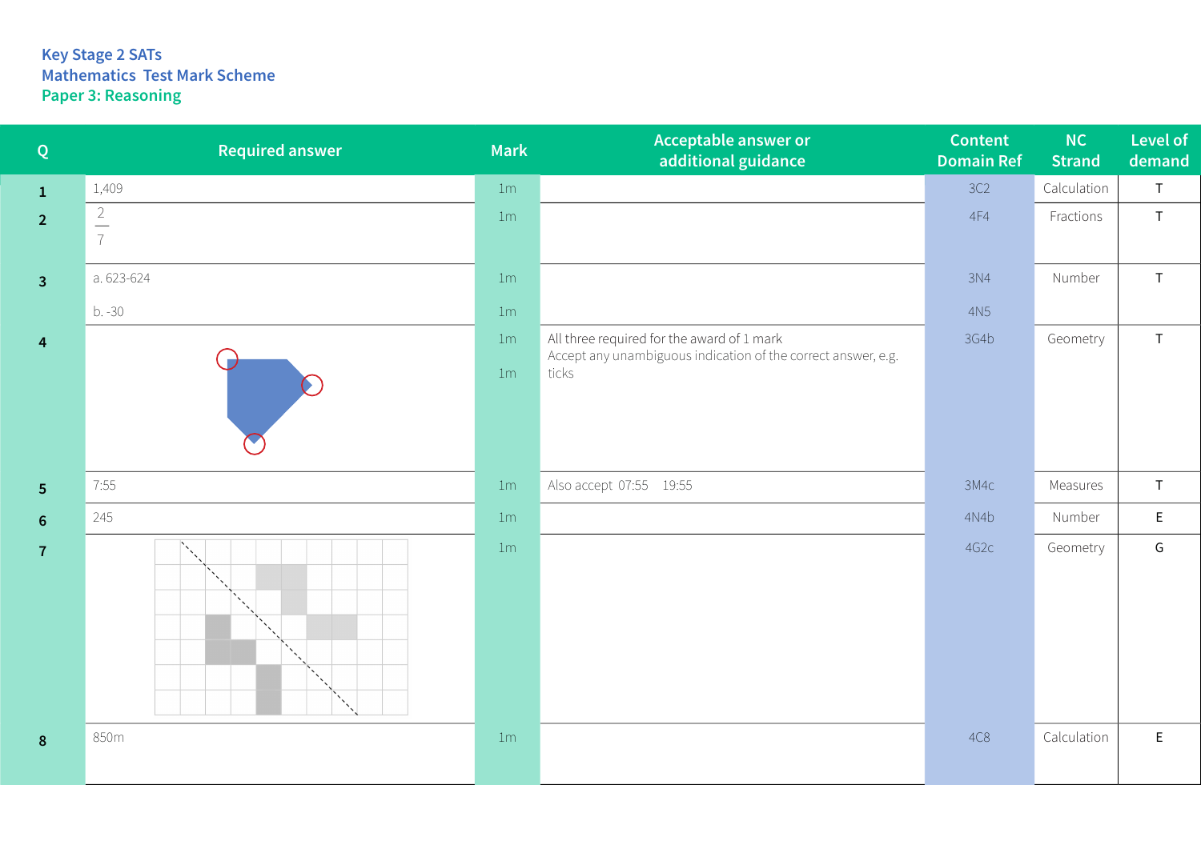Key Stage 2 SATs
Mathematics Test Mark Scheme
Paper 3: Reasoning

| Q | Required answer | Mark | Acceptable answer or additional guidance | Content Domain Ref | NC Strand | Level of demand |
|---|---|---|---|---|---|---|
| 1 | 1,409 | 1m | | 3C2 | Calculation | T |
| 2 | $\frac{2}{7}$ | 1m | | 4F4 | Fractions | T |
| 3 | a. 623-624 | 1m | | 3N4 | Number | T |
| | b. -30 | 1m | | 4N5 | | |
| 4 | | 1m<br>1m | All three required for the award of 1 mark<br>Accept any unambiguous indication of the correct answer, e.g. ticks | 3G4b | Geometry | T |
| 5 | 7:55 | 1m | Also accept 07:55 19:55 | 3M4c | Measures | T |
| 6 | 245 | 1m | | 4N4b | Number | E |
| 7 | | 1m | | 4G2c | Geometry | G |
| 8 | 850m | 1m | | 4C8 | Calculation | E |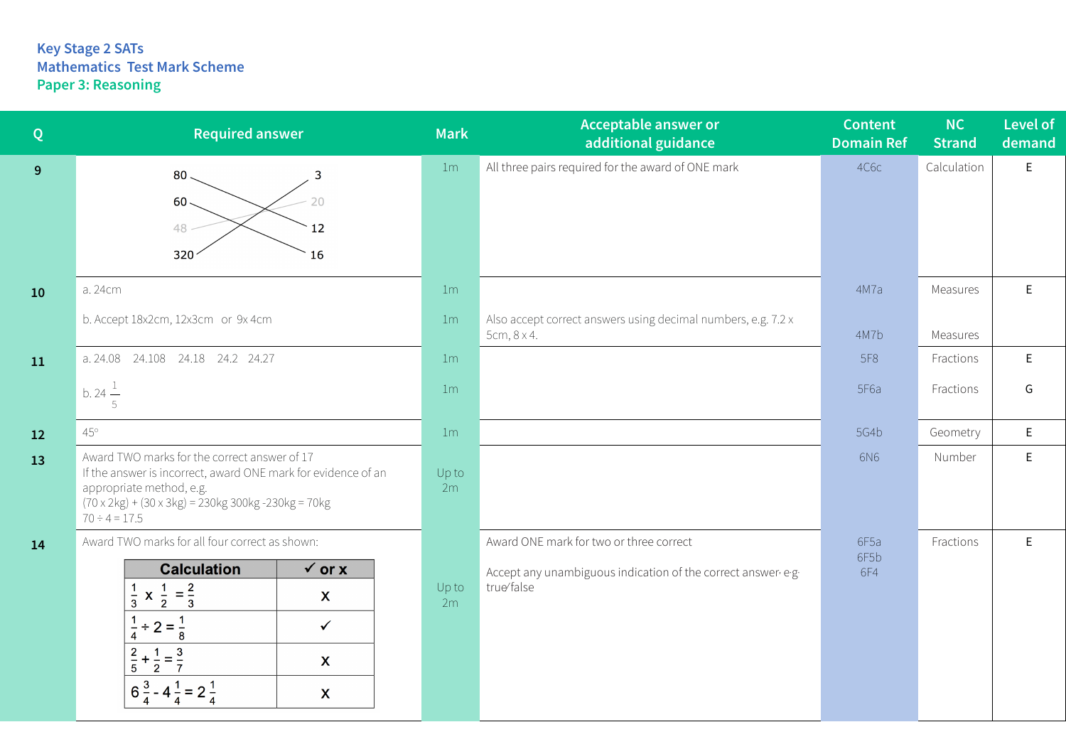Key Stage 2 SATs
Mathematics Test Mark Scheme
Paper 3: Reasoning

| Q | Required answer | Mark | Acceptable answer or additional guidance | Content Domain Ref | NC Strand | Level of demand |
|---|---|---|---|---|---|---|
| 9 | 80 — 12; 60 — 16; 48 — 20; 320 — 3 | 1m | All three pairs required for the award of ONE mark | 4C6c | Calculation | E |
| 10 | a. 24cm | 1m | | 4M7a | Measures | E |
| | b. Accept 18x2cm, 12x3cm or 9x 4cm | 1m | Also accept correct answers using decimal numbers, e.g. 7.2 x 5cm, 8 x 4. | 4M7b | Measures | |
| 11 | a. 24.08 24.108 24.18 24.2 24.27 | 1m | | 5F8 | Fractions | E |
| | b. $24\frac{1}{5}$ | 1m | | 5F6a | Fractions | G |
| 12 | 45° | 1m | | 5G4b | Geometry | E |
| 13 | Award TWO marks for the correct answer of 17<br>If the answer is incorrect, award ONE mark for evidence of an appropriate method, e.g.<br>(70 x 2kg) + (30 x 3kg) = 230kg 300kg -230kg = 70kg<br>70 ÷ 4 = 17.5 | Up to 2m | | 6N6 | Number | E |
| 14 | Award TWO marks for all four correct as shown:<br>$\frac{1}{3} \times \frac{1}{2} = \frac{2}{3}$ — x<br>$\frac{1}{4} \div 2 = \frac{1}{8}$ — ✓<br>$\frac{2}{5} + \frac{1}{2} = \frac{3}{7}$ — x<br>$6\frac{3}{4} - 4\frac{1}{4} = 2\frac{1}{4}$ — x | Up to 2m | Award ONE mark for two or three correct<br>Accept any unambiguous indication of the correct answer, e.g. true/false | 6F5a<br>6F5b<br>6F4 | Fractions | E |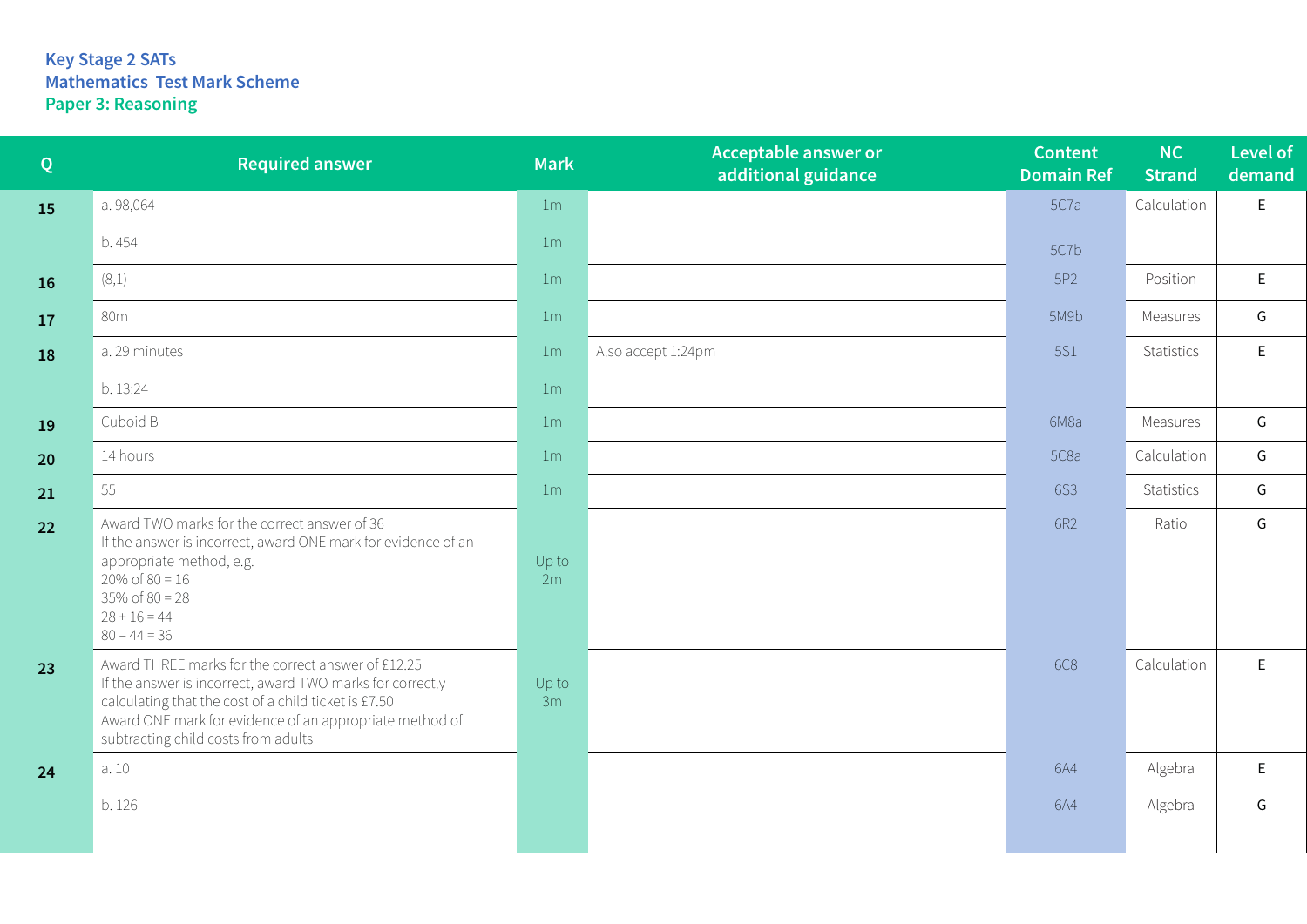**Key Stage 2 SATs**
**Mathematics Test Mark Scheme**
**Paper 3: Reasoning**

| Q | Required answer | Mark | Acceptable answer or additional guidance | Content Domain Ref | NC Strand | Level of demand |
|---|---|---|---|---|---|---|
| 15 | a. 98,064 | 1m | | 5C7a | Calculation | E |
| | b. 454 | 1m | | 5C7b | | |
| 16 | (8,1) | 1m | | 5P2 | Position | E |
| 17 | 80m | 1m | | 5M9b | Measures | G |
| 18 | a. 29 minutes | 1m | Also accept 1:24pm | 5S1 | Statistics | E |
| | b. 13:24 | 1m | | | | |
| 19 | Cuboid B | 1m | | 6M8a | Measures | G |
| 20 | 14 hours | 1m | | 5C8a | Calculation | G |
| 21 | 55 | 1m | | 6S3 | Statistics | G |
| 22 | Award TWO marks for the correct answer of 36<br>If the answer is incorrect, award ONE mark for evidence of an appropriate method, e.g.<br>20% of 80 = 16<br>35% of 80 = 28<br>28 + 16 = 44<br>80 – 44 = 36 | Up to 2m | | 6R2 | Ratio | G |
| 23 | Award THREE marks for the correct answer of £12.25<br>If the answer is incorrect, award TWO marks for correctly calculating that the cost of a child ticket is £7.50<br>Award ONE mark for evidence of an appropriate method of subtracting child costs from adults | Up to 3m | | 6C8 | Calculation | E |
| 24 | a. 10 | | | 6A4 | Algebra | E |
| | b. 126 | | | 6A4 | Algebra | G |